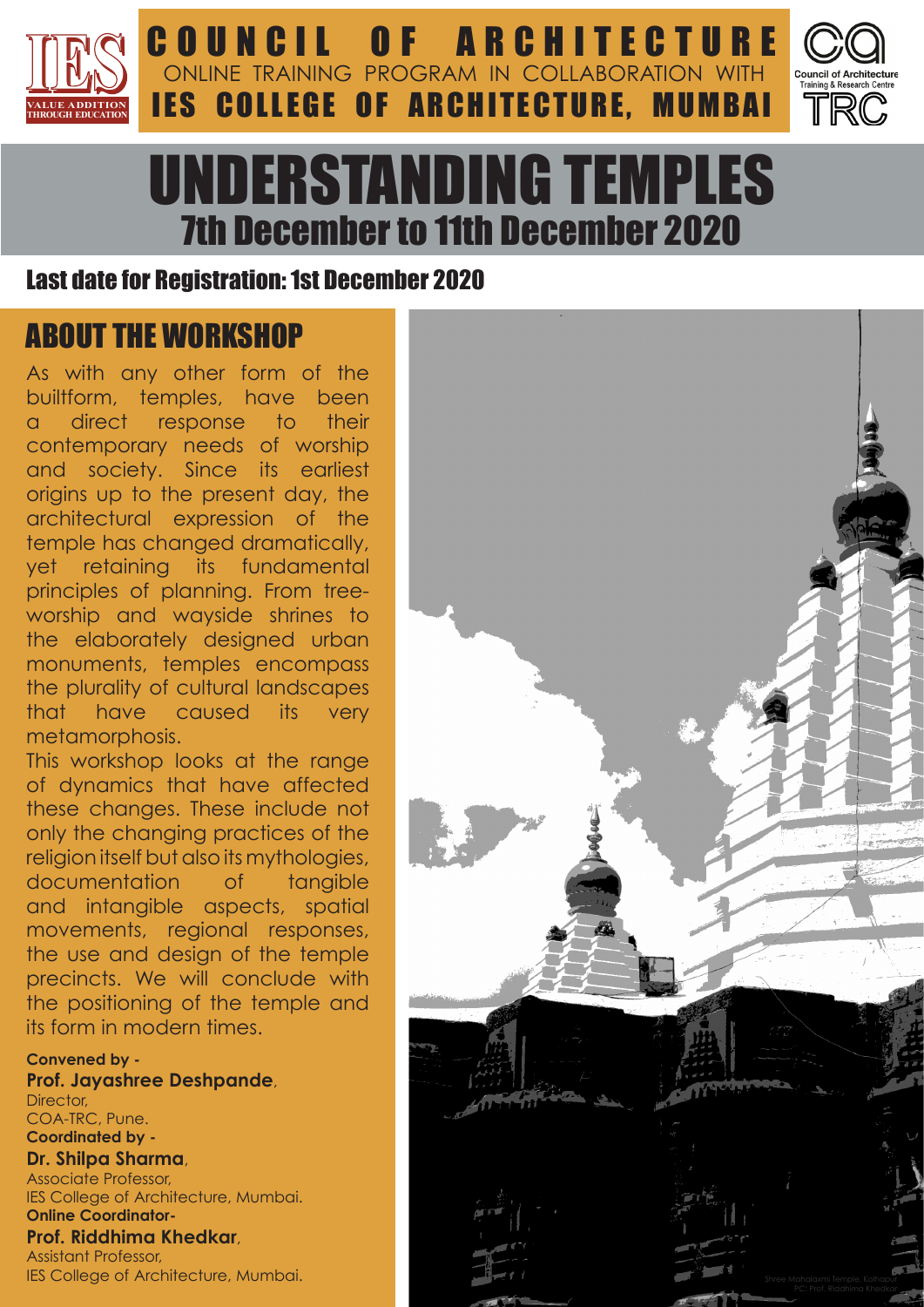# COUNCIL OF ARCHITECTURE

ONLINE TRAINING PROGRAM IN COLLABORATION WITH

**IES COLLEGE OF ARCHITECTURE, MUMBAI**

# UNDERSTANDING TEMPLES

## 7th December to 11th December 2020

### Last date for Registration: 1st December 2020

## ABOUT THE WORKSHOP

As with any other form of the builtform, temples, have been a direct response to their contemporary needs of worship and society. Since its earliest origins up to the present day, the architectural expression of the temple has changed dramatically, yet retaining its fundamental principles of planning. From tree-worship and wayside shrines to the elaborately designed urban monuments, temples encompass the plurality of cultural landscapes that have caused its very metamorphosis.

This workshop looks at the range of dynamics that have affected these changes. These include not only the changing practices of the religion itself but also its mythologies, documentation of tangible and intangible aspects, spatial movements, regional responses, the use and design of the temple precincts. We will conclude with the positioning of the temple and its form in modern times.

**Convened by -**
**Prof. Jayashree Deshpande**,
Director,
COA-TRC, Pune.

**Coordinated by -**
**Dr. Shilpa Sharma**,
Associate Professor,
IES College of Architecture, Mumbai.

**Online Coordinator-**
**Prof. Riddhima Khedkar**,
Assistant Professor,
IES College of Architecture, Mumbai.

Shree Mahalaxmi Temple, Kolhapur
PC: Prof. Riddhima Khedkar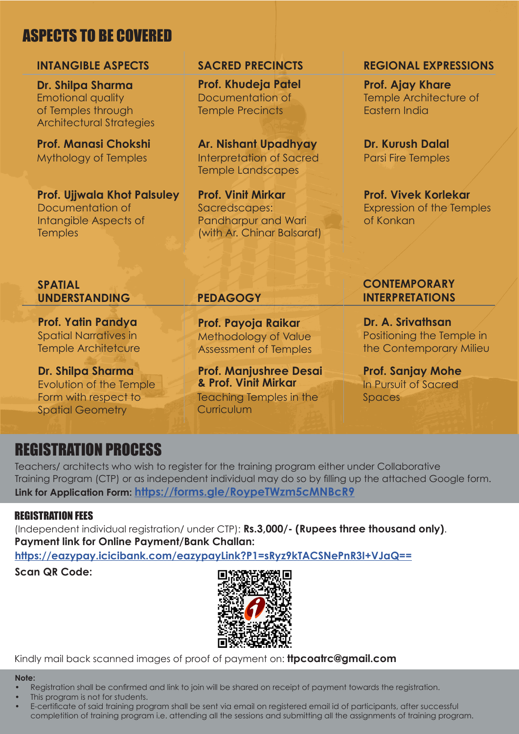# ASPECTS TO BE COVERED

## INTANGIBLE ASPECTS

**Dr. Shilpa Sharma**
Emotional quality of Temples through Architectural Strategies

**Prof. Manasi Chokshi**
Mythology of Temples

**Prof. Ujjwala Khot Palsuley**
Documentation of Intangible Aspects of Temples

## SACRED PRECINCTS

**Prof. Khudeja Patel**
Documentation of Temple Precincts

**Ar. Nishant Upadhyay**
Interpretation of Sacred Temple Landscapes

**Prof. Vinit Mirkar**
Sacredscapes: Pandharpur and Wari (with Ar. Chinar Balsaraf)

## REGIONAL EXPRESSIONS

**Prof. Ajay Khare**
Temple Architecture of Eastern India

**Dr. Kurush Dalal**
Parsi Fire Temples

**Prof. Vivek Korlekar**
Expression of the Temples of Konkan

## SPATIAL UNDERSTANDING

**Prof. Yatin Pandya**
Spatial Narratives in Temple Architetcure

**Dr. Shilpa Sharma**
Evolution of the Temple Form with respect to Spatial Geometry

## PEDAGOGY

**Prof. Payoja Raikar**
Methodology of Value Assessment of Temples

**Prof. Manjushree Desai & Prof. Vinit Mirkar**
Teaching Temples in the Curriculum

## CONTEMPORARY INTERPRETATIONS

**Dr. A. Srivathsan**
Positioning the Temple in the Contemporary Milieu

**Prof. Sanjay Mohe**
In Pursuit of Sacred Spaces

# REGISTRATION PROCESS

Teachers/ architects who wish to register for the training program either under Collaborative Training Program (CTP) or as independent individual may do so by filling up the attached Google form.

**Link for Application Form: https://forms.gle/RoypeTWzm5cMNBcR9**

## REGISTRATION FEES

(Independent individual registration/ under CTP): **Rs.3,000/- (Rupees three thousand only)**.

**Payment link for Online Payment/Bank Challan:**

https://eazypay.icicibank.com/eazypayLink?P1=sRyz9kTACSNePnR3I+VJaQ==

**Scan QR Code:**

Kindly mail back scanned images of proof of payment on: **ttpcoatrc@gmail.com**

**Note:**

- Registration shall be confirmed and link to join will be shared on receipt of payment towards the registration.
- This program is not for students.
- E-certificate of said training program shall be sent via email on registered email id of participants, after successful completition of training program i.e. attending all the sessions and submitting all the assignments of training program.